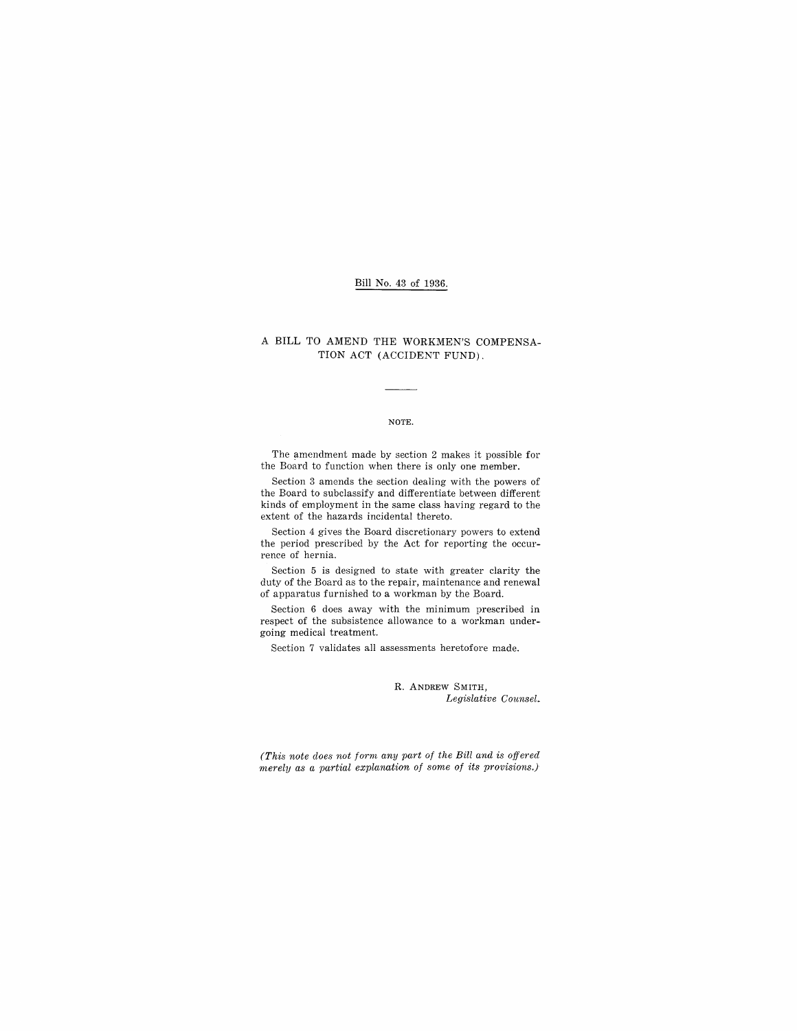Bill No. 43 of 1936.

# A BILL TO AMEND THE WORKMEN'S COMPENSATION ACT (ACCIDENT FUND).

NOTE.

The amendment made by section 2 makes it possible for the Board to function when there is only one member.

Section 3 amends the section dealing with the powers of the Board to subclassify and differentiate between different kinds of employment in the same class having regard to the extent of the hazards incidental thereto.

Section 4 gives the Board discretionary powers to extend the period prescribed by the Act for reporting the occurrence of hernia.

Section 5 is designed to state with greater clarity the duty of the Board as to the repair, maintenance and renewal of apparatus furnished to a workman by the Board.

Section 6 does away with the minimum prescribed in respect of the subsistence allowance to a workman undergoing medical treatment.

Section 7 validates all assessments heretofore made.

R. ANDREW SMITH,
*Legislative Counsel.*

*(This note does not form any part of the Bill and is offered merely as a partial explanation of some of its provisions.)*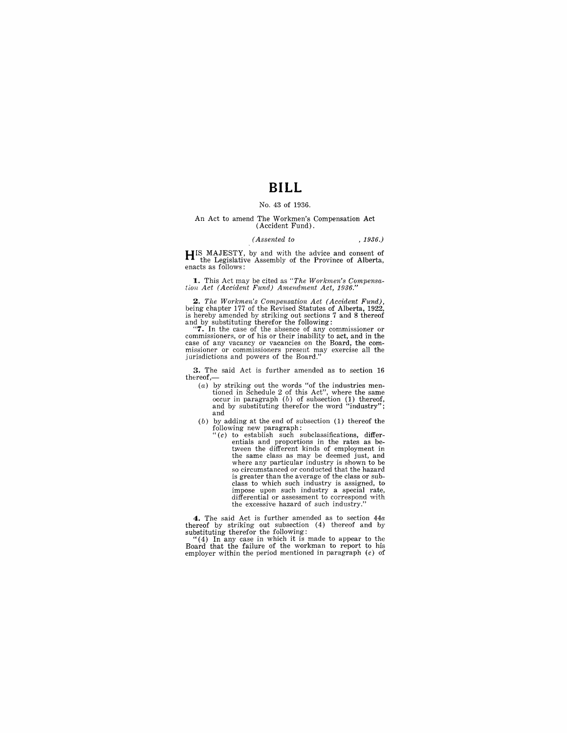# BILL

No. 43 of 1936.

An Act to amend The Workmen's Compensation Act (Accident Fund).

*(Assented to , 1936.)*

HIS MAJESTY, by and with the advice and consent of the Legislative Assembly of the Province of Alberta, enacts as follows:

**1.** This Act may be cited as *"The Workmen's Compensation Act (Accident Fund) Amendment Act, 1936."*

**2.** *The Workmen's Compensation Act (Accident Fund)*, being chapter 177 of the Revised Statutes of Alberta, 1922, is hereby amended by striking out sections 7 and 8 thereof and by substituting therefor the following:

"**7.** In the case of the absence of any commissioner or commissioners, or of his or their inability to act, and in the case of any vacancy or vacancies on the Board, the commissioner or commissioners present may exercise all the jurisdictions and powers of the Board."

**3.** The said Act is further amended as to section 16 thereof,—

(*a*) by striking out the words "of the industries mentioned in Schedule 2 of this Act", where the same occur in paragraph (*b*) of subsection (1) thereof, and by substituting therefor the word "industry"; and

(*b*) by adding at the end of subsection (1) thereof the following new paragraph:

"(*c*) to establish such subclassifications, differentials and proportions in the rates as between the different kinds of employment in the same class as may be deemed just, and where any particular industry is shown to be so circumstanced or conducted that the hazard is greater than the average of the class or subclass to which such industry is assigned, to impose upon such industry a special rate, differential or assessment to correspond with the excessive hazard of such industry."

**4.** The said Act is further amended as to section 44*a* thereof by striking out subsection (4) thereof and by substituting therefor the following:

"(4) In any case in which it is made to appear to the Board that the failure of the workman to report to his employer within the period mentioned in paragraph (*c*) of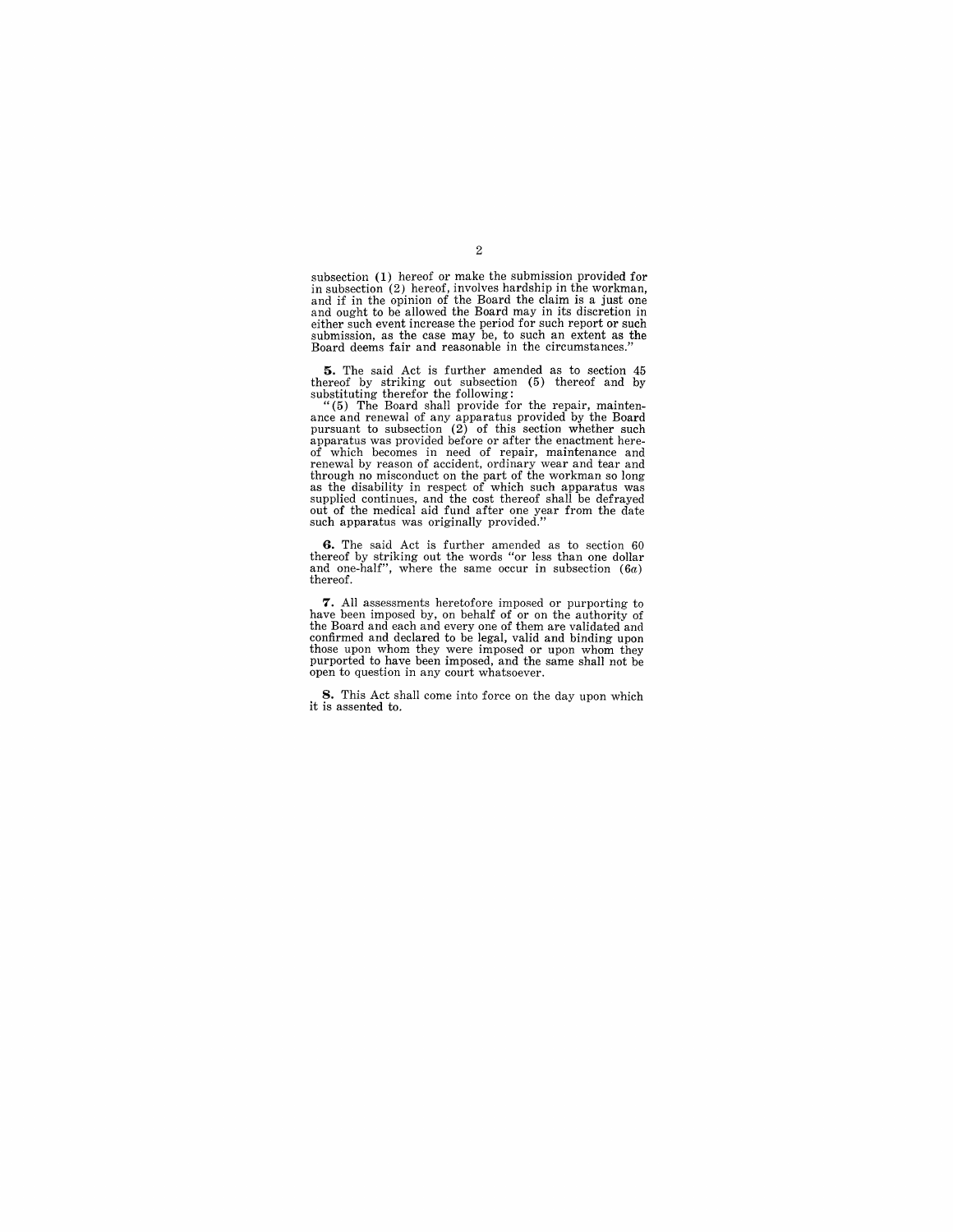subsection (1) hereof or make the submission provided for in subsection (2) hereof, involves hardship in the workman, and if in the opinion of the Board the claim is a just one and ought to be allowed the Board may in its discretion in either such event increase the period for such report or such submission, as the case may be, to such an extent as the Board deems fair and reasonable in the circumstances."

**5.** The said Act is further amended as to section 45 thereof by striking out subsection (5) thereof and by substituting therefor the following:

"(5) The Board shall provide for the repair, maintenance and renewal of any apparatus provided by the Board pursuant to subsection (2) of this section whether such apparatus was provided before or after the enactment hereof which becomes in need of repair, maintenance and renewal by reason of accident, ordinary wear and tear and through no misconduct on the part of the workman so long as the disability in respect of which such apparatus was supplied continues, and the cost thereof shall be defrayed out of the medical aid fund after one year from the date such apparatus was originally provided."

**6.** The said Act is further amended as to section 60 thereof by striking out the words "or less than one dollar and one-half", where the same occur in subsection (6*a*) thereof.

**7.** All assessments heretofore imposed or purporting to have been imposed by, on behalf of or on the authority of the Board and each and every one of them are validated and confirmed and declared to be legal, valid and binding upon those upon whom they were imposed or upon whom they purported to have been imposed, and the same shall not be open to question in any court whatsoever.

**8.** This Act shall come into force on the day upon which it is assented to.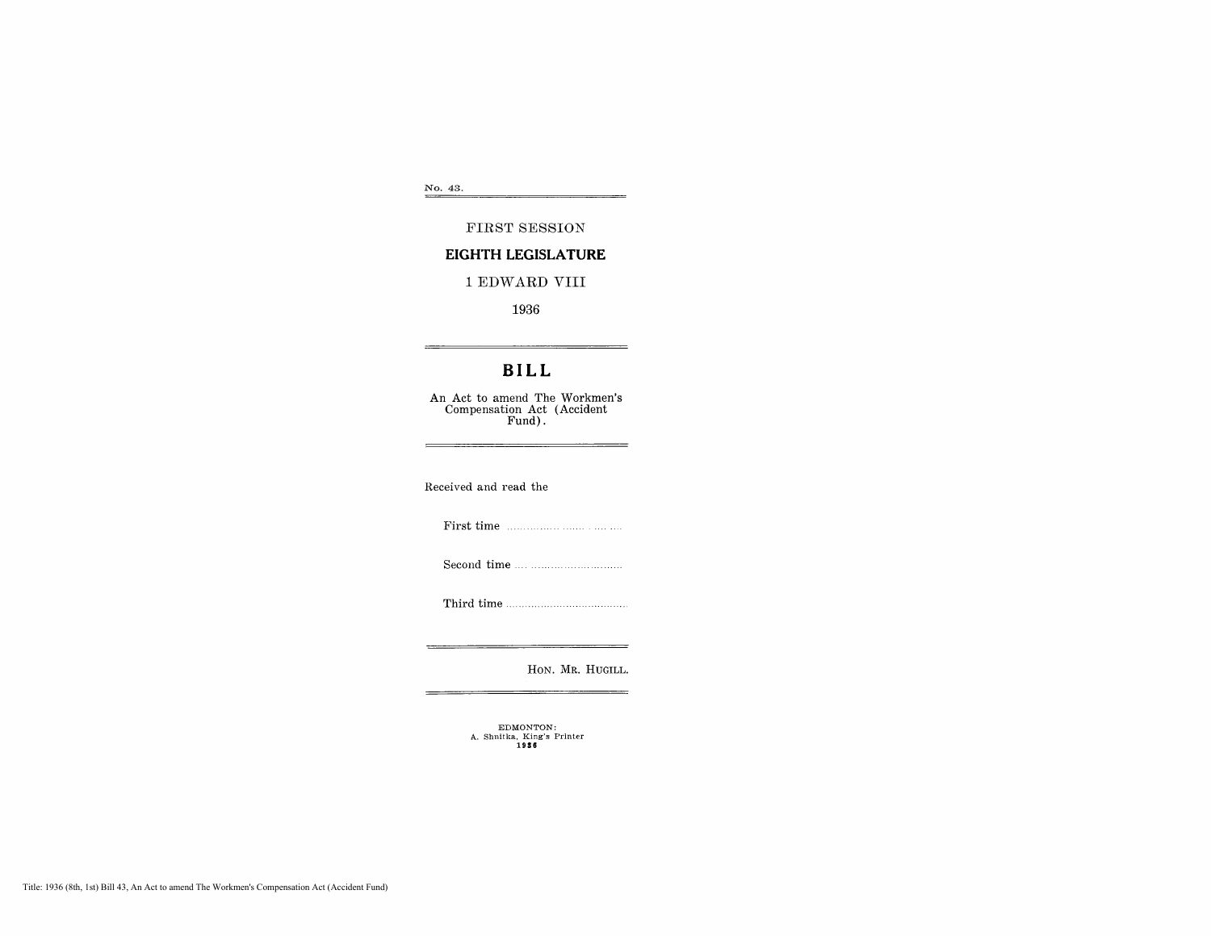No. 43.

FIRST SESSION

**EIGHTH LEGISLATURE**

1 EDWARD VIII

1936

# BILL

An Act to amend The Workmen's Compensation Act (Accident Fund).

Received and read the

First time ..............................

Second time ..............................

Third time ..............................

HON. MR. HUGILL.

EDMONTON:
A. Shnitka, King's Printer
1936

Title: 1936 (8th, 1st) Bill 43, An Act to amend The Workmen's Compensation Act (Accident Fund)